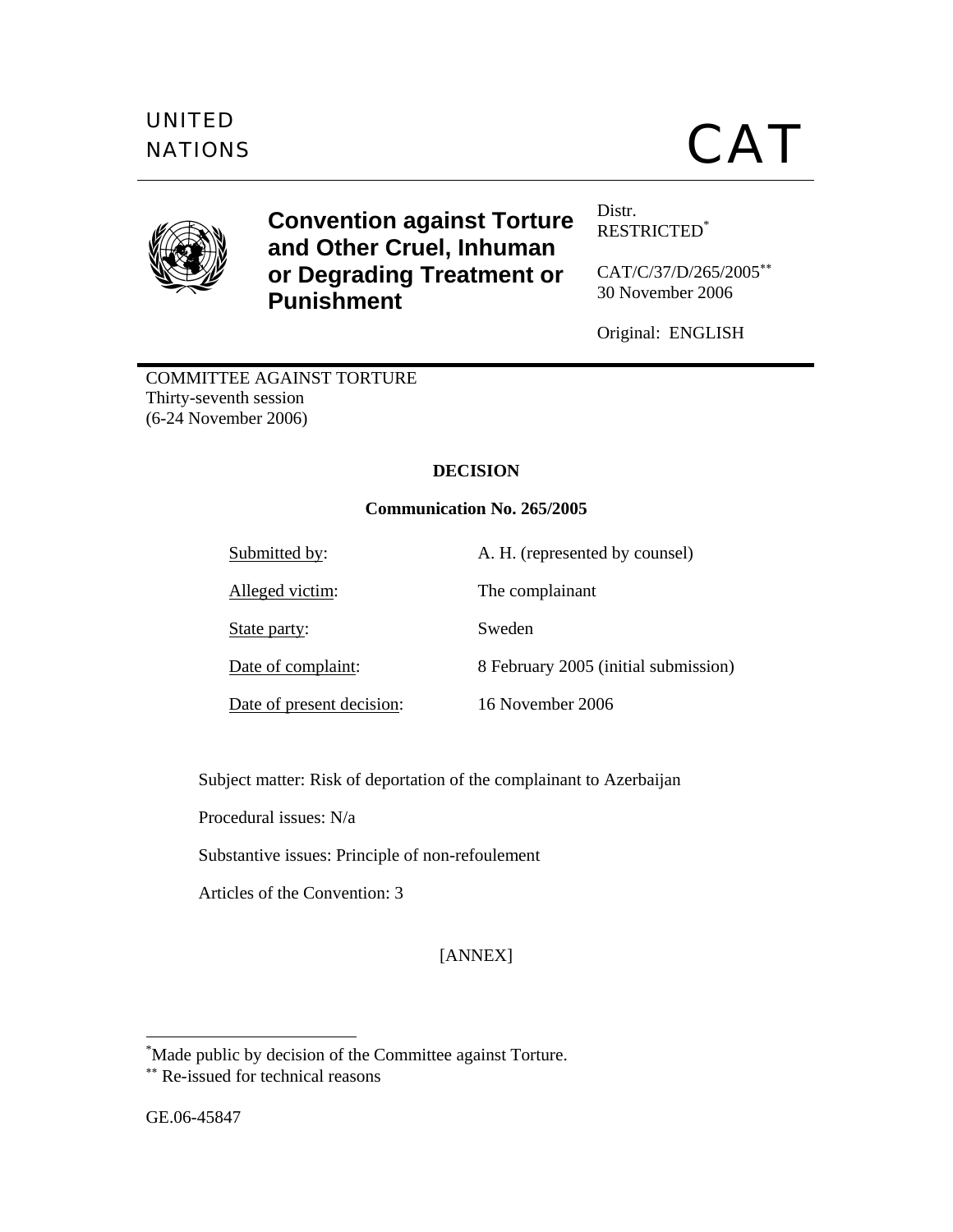UNITED NATIONS

# CAT

**Convention against Torture and Other Cruel, Inhuman or Degrading Treatment or Punishment**

Distr.
RESTRICTED[*]

CAT/C/37/D/265/2005[**]
30 November 2006

Original: ENGLISH

COMMITTEE AGAINST TORTURE
Thirty-seventh session
(6-24 November 2006)

## DECISION

### Communication No. 265/2005

| | |
|---|---|
| Submitted by: | A. H. (represented by counsel) |
| Alleged victim: | The complainant |
| State party: | Sweden |
| Date of complaint: | 8 February 2005 (initial submission) |
| Date of present decision: | 16 November 2006 |

Subject matter: Risk of deportation of the complainant to Azerbaijan

Procedural issues: N/a

Substantive issues: Principle of non-refoulement

Articles of the Convention: 3

[ANNEX]

[*] Made public by decision of the Committee against Torture.

[**] Re-issued for technical reasons

GE.06-45847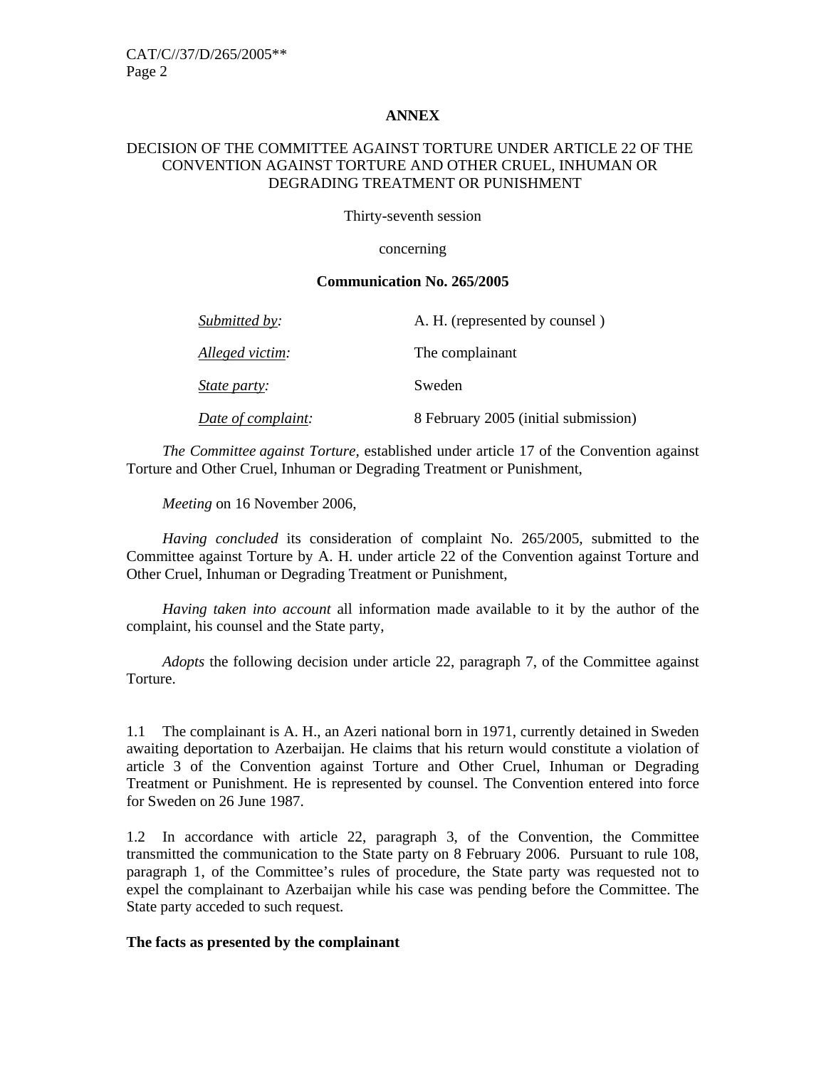**ANNEX**

DECISION OF THE COMMITTEE AGAINST TORTURE UNDER ARTICLE 22 OF THE CONVENTION AGAINST TORTURE AND OTHER CRUEL, INHUMAN OR DEGRADING TREATMENT OR PUNISHMENT

Thirty-seventh session

concerning

**Communication No. 265/2005**

| | |
|---|---|
| *Submitted by:* | A. H. (represented by counsel ) |
| *Alleged victim:* | The complainant |
| *State party:* | Sweden |
| *Date of complaint:* | 8 February 2005 (initial submission) |

*The Committee against Torture*, established under article 17 of the Convention against Torture and Other Cruel, Inhuman or Degrading Treatment or Punishment,

*Meeting* on 16 November 2006,

*Having concluded* its consideration of complaint No. 265/2005, submitted to the Committee against Torture by A. H. under article 22 of the Convention against Torture and Other Cruel, Inhuman or Degrading Treatment or Punishment,

*Having taken into account* all information made available to it by the author of the complaint, his counsel and the State party,

*Adopts* the following decision under article 22, paragraph 7, of the Committee against Torture.

1.1 The complainant is A. H., an Azeri national born in 1971, currently detained in Sweden awaiting deportation to Azerbaijan. He claims that his return would constitute a violation of article 3 of the Convention against Torture and Other Cruel, Inhuman or Degrading Treatment or Punishment. He is represented by counsel. The Convention entered into force for Sweden on 26 June 1987.

1.2 In accordance with article 22, paragraph 3, of the Convention, the Committee transmitted the communication to the State party on 8 February 2006. Pursuant to rule 108, paragraph 1, of the Committee's rules of procedure, the State party was requested not to expel the complainant to Azerbaijan while his case was pending before the Committee. The State party acceded to such request.

**The facts as presented by the complainant**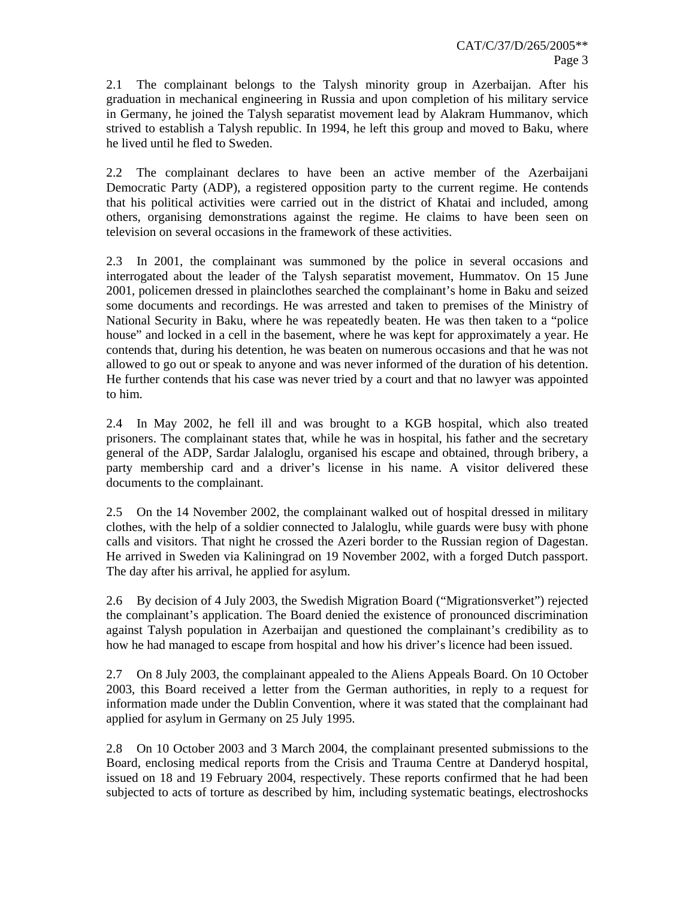2.1 The complainant belongs to the Talysh minority group in Azerbaijan. After his graduation in mechanical engineering in Russia and upon completion of his military service in Germany, he joined the Talysh separatist movement lead by Alakram Hummanov, which strived to establish a Talysh republic. In 1994, he left this group and moved to Baku, where he lived until he fled to Sweden.

2.2 The complainant declares to have been an active member of the Azerbaijani Democratic Party (ADP), a registered opposition party to the current regime. He contends that his political activities were carried out in the district of Khatai and included, among others, organising demonstrations against the regime. He claims to have been seen on television on several occasions in the framework of these activities.

2.3 In 2001, the complainant was summoned by the police in several occasions and interrogated about the leader of the Talysh separatist movement, Hummatov. On 15 June 2001, policemen dressed in plainclothes searched the complainant's home in Baku and seized some documents and recordings. He was arrested and taken to premises of the Ministry of National Security in Baku, where he was repeatedly beaten. He was then taken to a "police house" and locked in a cell in the basement, where he was kept for approximately a year. He contends that, during his detention, he was beaten on numerous occasions and that he was not allowed to go out or speak to anyone and was never informed of the duration of his detention. He further contends that his case was never tried by a court and that no lawyer was appointed to him.

2.4 In May 2002, he fell ill and was brought to a KGB hospital, which also treated prisoners. The complainant states that, while he was in hospital, his father and the secretary general of the ADP, Sardar Jalaloglu, organised his escape and obtained, through bribery, a party membership card and a driver's license in his name. A visitor delivered these documents to the complainant.

2.5 On the 14 November 2002, the complainant walked out of hospital dressed in military clothes, with the help of a soldier connected to Jalaloglu, while guards were busy with phone calls and visitors. That night he crossed the Azeri border to the Russian region of Dagestan. He arrived in Sweden via Kaliningrad on 19 November 2002, with a forged Dutch passport. The day after his arrival, he applied for asylum.

2.6 By decision of 4 July 2003, the Swedish Migration Board ("Migrationsverket") rejected the complainant's application. The Board denied the existence of pronounced discrimination against Talysh population in Azerbaijan and questioned the complainant's credibility as to how he had managed to escape from hospital and how his driver's licence had been issued.

2.7 On 8 July 2003, the complainant appealed to the Aliens Appeals Board. On 10 October 2003, this Board received a letter from the German authorities, in reply to a request for information made under the Dublin Convention, where it was stated that the complainant had applied for asylum in Germany on 25 July 1995.

2.8 On 10 October 2003 and 3 March 2004, the complainant presented submissions to the Board, enclosing medical reports from the Crisis and Trauma Centre at Danderyd hospital, issued on 18 and 19 February 2004, respectively. These reports confirmed that he had been subjected to acts of torture as described by him, including systematic beatings, electroshocks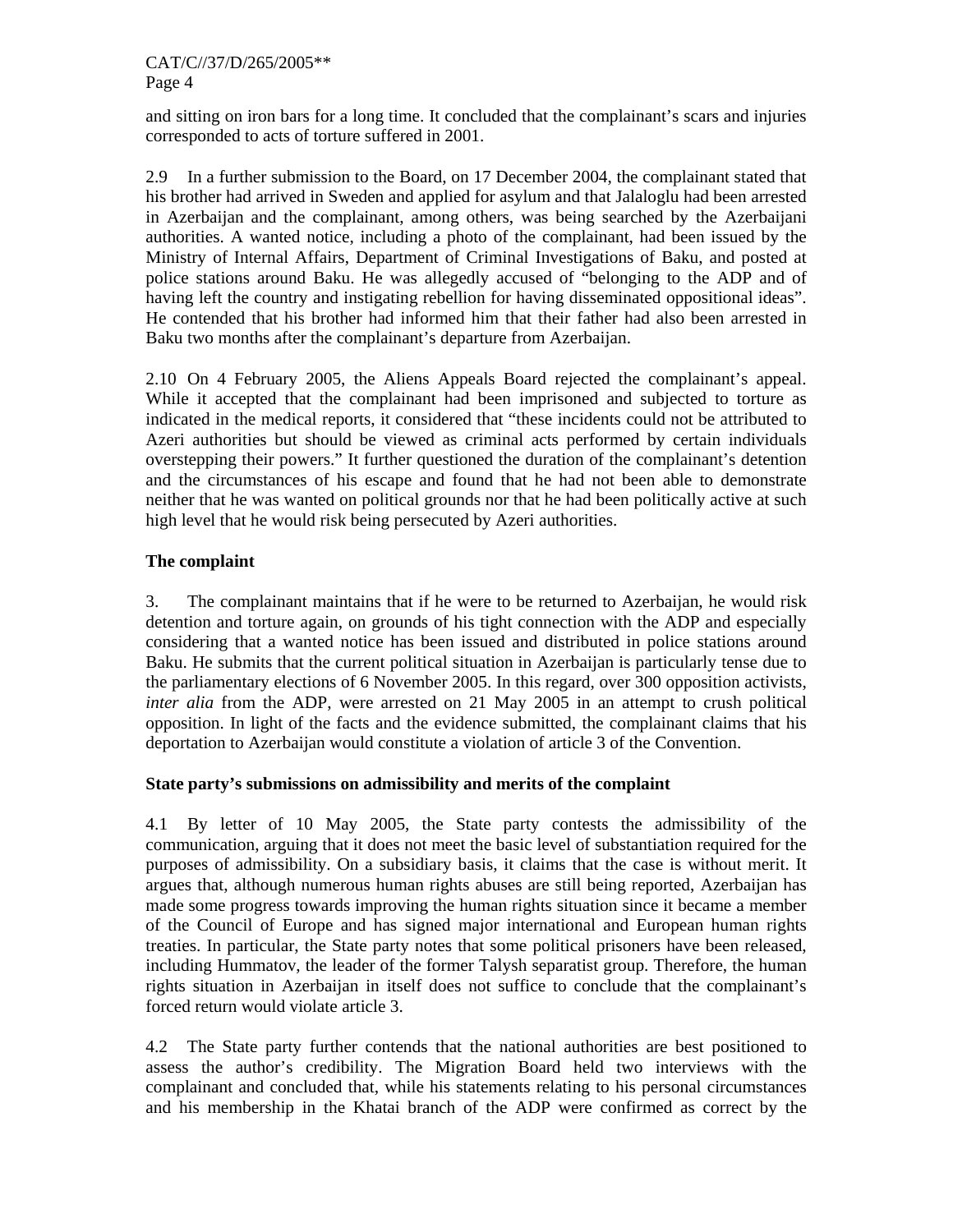and sitting on iron bars for a long time. It concluded that the complainant's scars and injuries corresponded to acts of torture suffered in 2001.

2.9 In a further submission to the Board, on 17 December 2004, the complainant stated that his brother had arrived in Sweden and applied for asylum and that Jalaloglu had been arrested in Azerbaijan and the complainant, among others, was being searched by the Azerbaijani authorities. A wanted notice, including a photo of the complainant, had been issued by the Ministry of Internal Affairs, Department of Criminal Investigations of Baku, and posted at police stations around Baku. He was allegedly accused of "belonging to the ADP and of having left the country and instigating rebellion for having disseminated oppositional ideas". He contended that his brother had informed him that their father had also been arrested in Baku two months after the complainant's departure from Azerbaijan.

2.10 On 4 February 2005, the Aliens Appeals Board rejected the complainant's appeal. While it accepted that the complainant had been imprisoned and subjected to torture as indicated in the medical reports, it considered that "these incidents could not be attributed to Azeri authorities but should be viewed as criminal acts performed by certain individuals overstepping their powers." It further questioned the duration of the complainant's detention and the circumstances of his escape and found that he had not been able to demonstrate neither that he was wanted on political grounds nor that he had been politically active at such high level that he would risk being persecuted by Azeri authorities.

**The complaint**

3. The complainant maintains that if he were to be returned to Azerbaijan, he would risk detention and torture again, on grounds of his tight connection with the ADP and especially considering that a wanted notice has been issued and distributed in police stations around Baku. He submits that the current political situation in Azerbaijan is particularly tense due to the parliamentary elections of 6 November 2005. In this regard, over 300 opposition activists, *inter alia* from the ADP, were arrested on 21 May 2005 in an attempt to crush political opposition. In light of the facts and the evidence submitted, the complainant claims that his deportation to Azerbaijan would constitute a violation of article 3 of the Convention.

**State party's submissions on admissibility and merits of the complaint**

4.1 By letter of 10 May 2005, the State party contests the admissibility of the communication, arguing that it does not meet the basic level of substantiation required for the purposes of admissibility. On a subsidiary basis, it claims that the case is without merit. It argues that, although numerous human rights abuses are still being reported, Azerbaijan has made some progress towards improving the human rights situation since it became a member of the Council of Europe and has signed major international and European human rights treaties. In particular, the State party notes that some political prisoners have been released, including Hummatov, the leader of the former Talysh separatist group. Therefore, the human rights situation in Azerbaijan in itself does not suffice to conclude that the complainant's forced return would violate article 3.

4.2 The State party further contends that the national authorities are best positioned to assess the author's credibility. The Migration Board held two interviews with the complainant and concluded that, while his statements relating to his personal circumstances and his membership in the Khatai branch of the ADP were confirmed as correct by the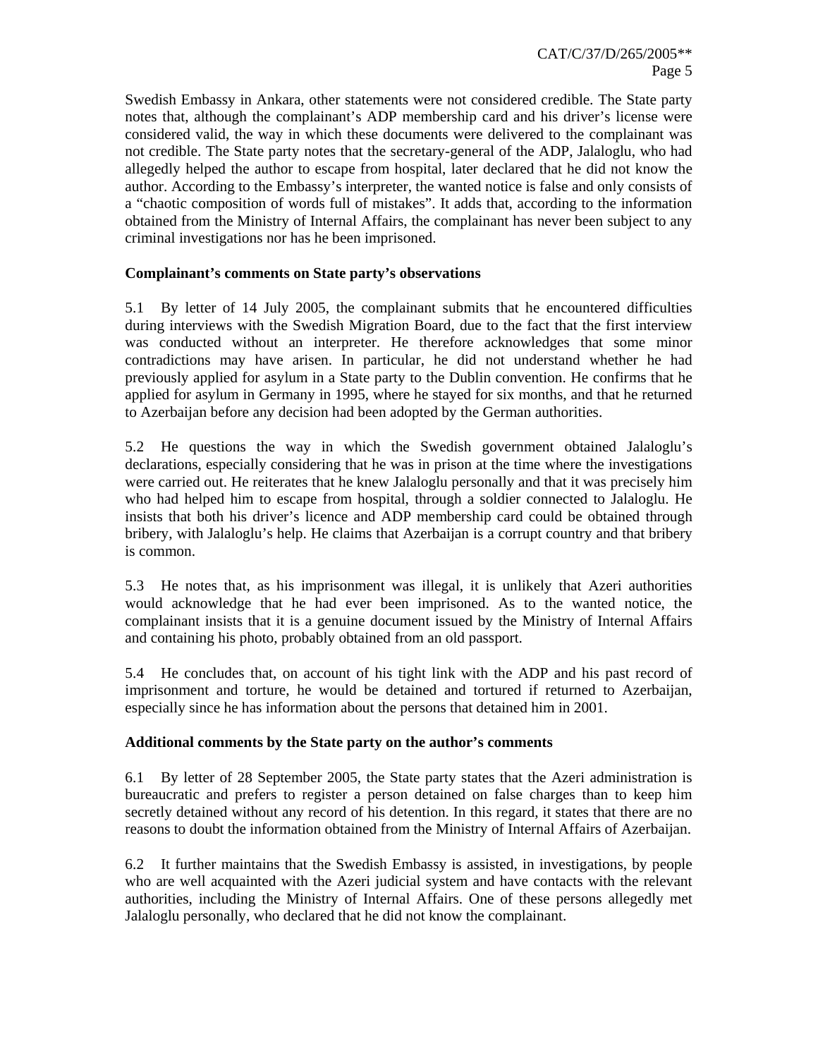Swedish Embassy in Ankara, other statements were not considered credible. The State party notes that, although the complainant's ADP membership card and his driver's license were considered valid, the way in which these documents were delivered to the complainant was not credible. The State party notes that the secretary-general of the ADP, Jalaloglu, who had allegedly helped the author to escape from hospital, later declared that he did not know the author. According to the Embassy's interpreter, the wanted notice is false and only consists of a "chaotic composition of words full of mistakes". It adds that, according to the information obtained from the Ministry of Internal Affairs, the complainant has never been subject to any criminal investigations nor has he been imprisoned.

**Complainant's comments on State party's observations**

5.1 By letter of 14 July 2005, the complainant submits that he encountered difficulties during interviews with the Swedish Migration Board, due to the fact that the first interview was conducted without an interpreter. He therefore acknowledges that some minor contradictions may have arisen. In particular, he did not understand whether he had previously applied for asylum in a State party to the Dublin convention. He confirms that he applied for asylum in Germany in 1995, where he stayed for six months, and that he returned to Azerbaijan before any decision had been adopted by the German authorities.

5.2 He questions the way in which the Swedish government obtained Jalaloglu's declarations, especially considering that he was in prison at the time where the investigations were carried out. He reiterates that he knew Jalaloglu personally and that it was precisely him who had helped him to escape from hospital, through a soldier connected to Jalaloglu. He insists that both his driver's licence and ADP membership card could be obtained through bribery, with Jalaloglu's help. He claims that Azerbaijan is a corrupt country and that bribery is common.

5.3 He notes that, as his imprisonment was illegal, it is unlikely that Azeri authorities would acknowledge that he had ever been imprisoned. As to the wanted notice, the complainant insists that it is a genuine document issued by the Ministry of Internal Affairs and containing his photo, probably obtained from an old passport.

5.4 He concludes that, on account of his tight link with the ADP and his past record of imprisonment and torture, he would be detained and tortured if returned to Azerbaijan, especially since he has information about the persons that detained him in 2001.

**Additional comments by the State party on the author's comments**

6.1 By letter of 28 September 2005, the State party states that the Azeri administration is bureaucratic and prefers to register a person detained on false charges than to keep him secretly detained without any record of his detention. In this regard, it states that there are no reasons to doubt the information obtained from the Ministry of Internal Affairs of Azerbaijan.

6.2 It further maintains that the Swedish Embassy is assisted, in investigations, by people who are well acquainted with the Azeri judicial system and have contacts with the relevant authorities, including the Ministry of Internal Affairs. One of these persons allegedly met Jalaloglu personally, who declared that he did not know the complainant.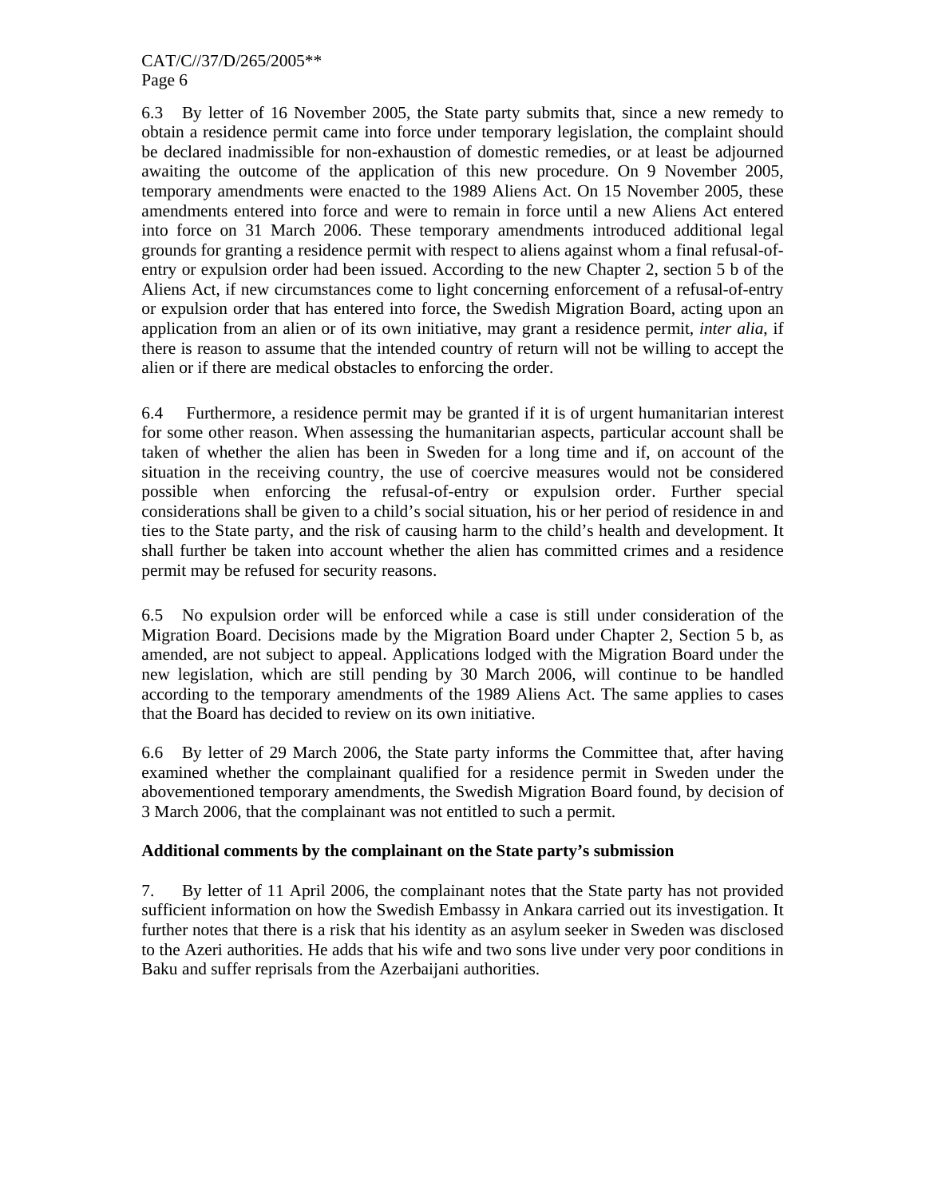6.3 By letter of 16 November 2005, the State party submits that, since a new remedy to obtain a residence permit came into force under temporary legislation, the complaint should be declared inadmissible for non-exhaustion of domestic remedies, or at least be adjourned awaiting the outcome of the application of this new procedure. On 9 November 2005, temporary amendments were enacted to the 1989 Aliens Act. On 15 November 2005, these amendments entered into force and were to remain in force until a new Aliens Act entered into force on 31 March 2006. These temporary amendments introduced additional legal grounds for granting a residence permit with respect to aliens against whom a final refusal-of-entry or expulsion order had been issued. According to the new Chapter 2, section 5 b of the Aliens Act, if new circumstances come to light concerning enforcement of a refusal-of-entry or expulsion order that has entered into force, the Swedish Migration Board, acting upon an application from an alien or of its own initiative, may grant a residence permit, *inter alia*, if there is reason to assume that the intended country of return will not be willing to accept the alien or if there are medical obstacles to enforcing the order.

6.4 Furthermore, a residence permit may be granted if it is of urgent humanitarian interest for some other reason. When assessing the humanitarian aspects, particular account shall be taken of whether the alien has been in Sweden for a long time and if, on account of the situation in the receiving country, the use of coercive measures would not be considered possible when enforcing the refusal-of-entry or expulsion order. Further special considerations shall be given to a child's social situation, his or her period of residence in and ties to the State party, and the risk of causing harm to the child's health and development. It shall further be taken into account whether the alien has committed crimes and a residence permit may be refused for security reasons.

6.5 No expulsion order will be enforced while a case is still under consideration of the Migration Board. Decisions made by the Migration Board under Chapter 2, Section 5 b, as amended, are not subject to appeal. Applications lodged with the Migration Board under the new legislation, which are still pending by 30 March 2006, will continue to be handled according to the temporary amendments of the 1989 Aliens Act. The same applies to cases that the Board has decided to review on its own initiative.

6.6 By letter of 29 March 2006, the State party informs the Committee that, after having examined whether the complainant qualified for a residence permit in Sweden under the abovementioned temporary amendments, the Swedish Migration Board found, by decision of 3 March 2006, that the complainant was not entitled to such a permit.

**Additional comments by the complainant on the State party's submission**

7. By letter of 11 April 2006, the complainant notes that the State party has not provided sufficient information on how the Swedish Embassy in Ankara carried out its investigation. It further notes that there is a risk that his identity as an asylum seeker in Sweden was disclosed to the Azeri authorities. He adds that his wife and two sons live under very poor conditions in Baku and suffer reprisals from the Azerbaijani authorities.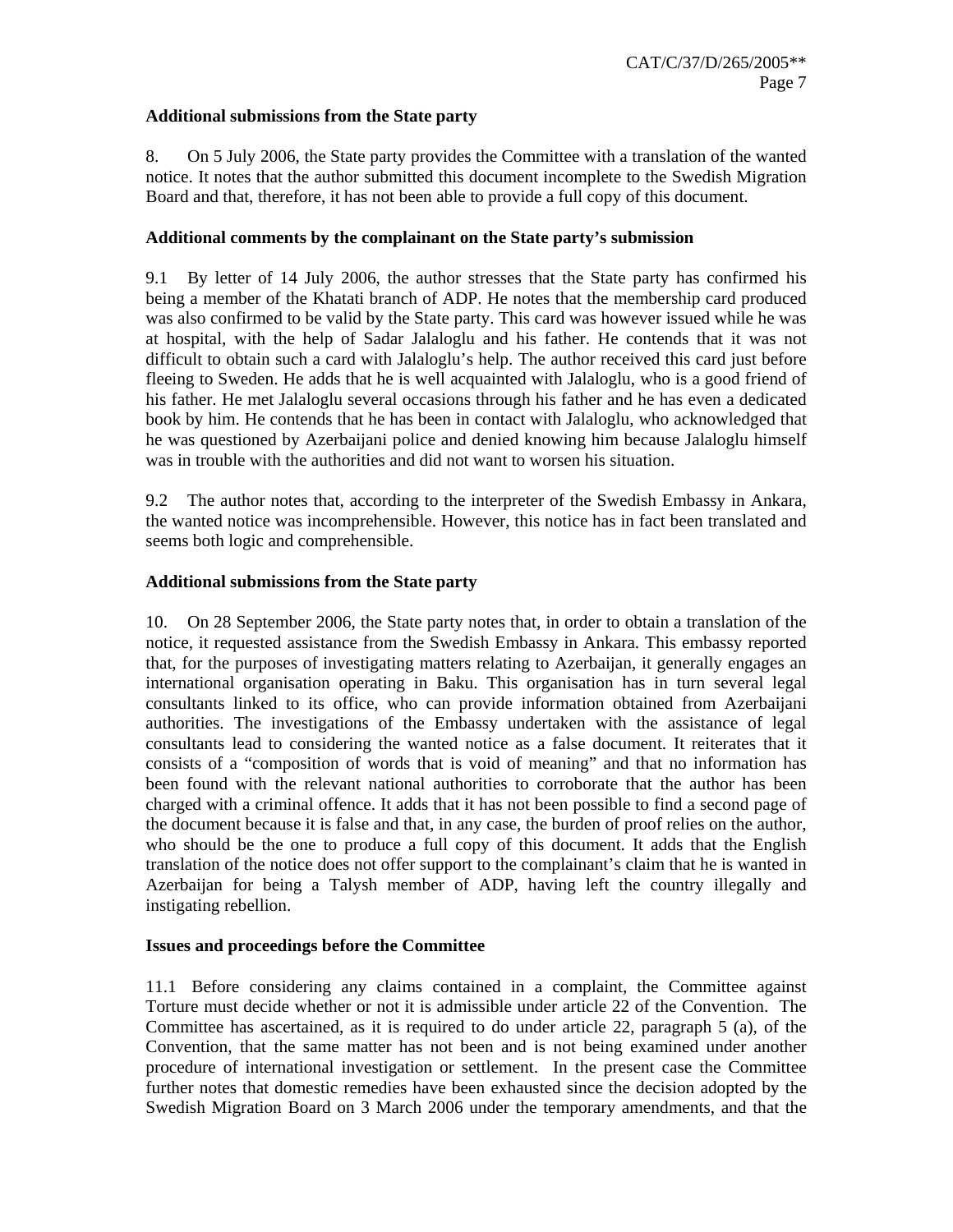**Additional submissions from the State party**

8. On 5 July 2006, the State party provides the Committee with a translation of the wanted notice. It notes that the author submitted this document incomplete to the Swedish Migration Board and that, therefore, it has not been able to provide a full copy of this document.

**Additional comments by the complainant on the State party's submission**

9.1 By letter of 14 July 2006, the author stresses that the State party has confirmed his being a member of the Khatati branch of ADP. He notes that the membership card produced was also confirmed to be valid by the State party. This card was however issued while he was at hospital, with the help of Sadar Jalaloglu and his father. He contends that it was not difficult to obtain such a card with Jalaloglu's help. The author received this card just before fleeing to Sweden. He adds that he is well acquainted with Jalaloglu, who is a good friend of his father. He met Jalaloglu several occasions through his father and he has even a dedicated book by him. He contends that he has been in contact with Jalaloglu, who acknowledged that he was questioned by Azerbaijani police and denied knowing him because Jalaloglu himself was in trouble with the authorities and did not want to worsen his situation.

9.2 The author notes that, according to the interpreter of the Swedish Embassy in Ankara, the wanted notice was incomprehensible. However, this notice has in fact been translated and seems both logic and comprehensible.

**Additional submissions from the State party**

10. On 28 September 2006, the State party notes that, in order to obtain a translation of the notice, it requested assistance from the Swedish Embassy in Ankara. This embassy reported that, for the purposes of investigating matters relating to Azerbaijan, it generally engages an international organisation operating in Baku. This organisation has in turn several legal consultants linked to its office, who can provide information obtained from Azerbaijani authorities. The investigations of the Embassy undertaken with the assistance of legal consultants lead to considering the wanted notice as a false document. It reiterates that it consists of a "composition of words that is void of meaning" and that no information has been found with the relevant national authorities to corroborate that the author has been charged with a criminal offence. It adds that it has not been possible to find a second page of the document because it is false and that, in any case, the burden of proof relies on the author, who should be the one to produce a full copy of this document. It adds that the English translation of the notice does not offer support to the complainant's claim that he is wanted in Azerbaijan for being a Talysh member of ADP, having left the country illegally and instigating rebellion.

**Issues and proceedings before the Committee**

11.1 Before considering any claims contained in a complaint, the Committee against Torture must decide whether or not it is admissible under article 22 of the Convention. The Committee has ascertained, as it is required to do under article 22, paragraph 5 (a), of the Convention, that the same matter has not been and is not being examined under another procedure of international investigation or settlement. In the present case the Committee further notes that domestic remedies have been exhausted since the decision adopted by the Swedish Migration Board on 3 March 2006 under the temporary amendments, and that the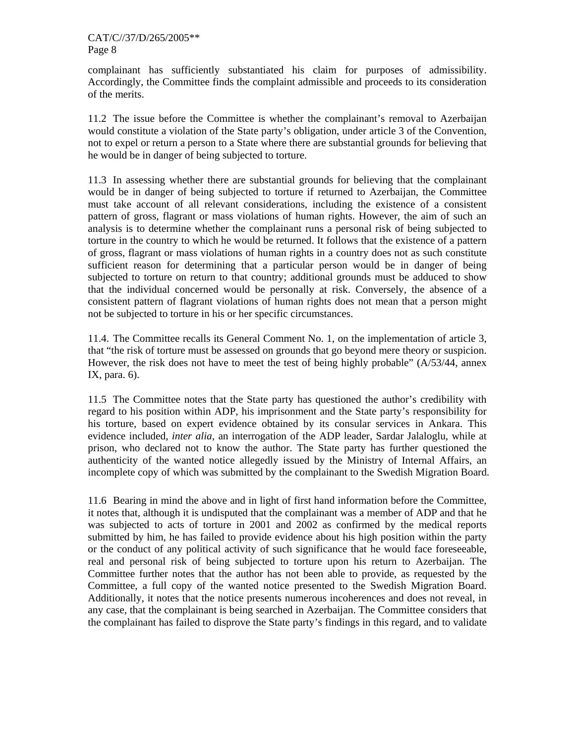complainant has sufficiently substantiated his claim for purposes of admissibility. Accordingly, the Committee finds the complaint admissible and proceeds to its consideration of the merits.

11.2 The issue before the Committee is whether the complainant's removal to Azerbaijan would constitute a violation of the State party's obligation, under article 3 of the Convention, not to expel or return a person to a State where there are substantial grounds for believing that he would be in danger of being subjected to torture.

11.3 In assessing whether there are substantial grounds for believing that the complainant would be in danger of being subjected to torture if returned to Azerbaijan, the Committee must take account of all relevant considerations, including the existence of a consistent pattern of gross, flagrant or mass violations of human rights. However, the aim of such an analysis is to determine whether the complainant runs a personal risk of being subjected to torture in the country to which he would be returned. It follows that the existence of a pattern of gross, flagrant or mass violations of human rights in a country does not as such constitute sufficient reason for determining that a particular person would be in danger of being subjected to torture on return to that country; additional grounds must be adduced to show that the individual concerned would be personally at risk. Conversely, the absence of a consistent pattern of flagrant violations of human rights does not mean that a person might not be subjected to torture in his or her specific circumstances.

11.4. The Committee recalls its General Comment No. 1, on the implementation of article 3, that "the risk of torture must be assessed on grounds that go beyond mere theory or suspicion. However, the risk does not have to meet the test of being highly probable" (A/53/44, annex IX, para. 6).

11.5 The Committee notes that the State party has questioned the author's credibility with regard to his position within ADP, his imprisonment and the State party's responsibility for his torture, based on expert evidence obtained by its consular services in Ankara. This evidence included, *inter alia,* an interrogation of the ADP leader, Sardar Jalaloglu, while at prison, who declared not to know the author. The State party has further questioned the authenticity of the wanted notice allegedly issued by the Ministry of Internal Affairs, an incomplete copy of which was submitted by the complainant to the Swedish Migration Board.

11.6 Bearing in mind the above and in light of first hand information before the Committee, it notes that, although it is undisputed that the complainant was a member of ADP and that he was subjected to acts of torture in 2001 and 2002 as confirmed by the medical reports submitted by him, he has failed to provide evidence about his high position within the party or the conduct of any political activity of such significance that he would face foreseeable, real and personal risk of being subjected to torture upon his return to Azerbaijan. The Committee further notes that the author has not been able to provide, as requested by the Committee, a full copy of the wanted notice presented to the Swedish Migration Board. Additionally, it notes that the notice presents numerous incoherences and does not reveal, in any case, that the complainant is being searched in Azerbaijan. The Committee considers that the complainant has failed to disprove the State party's findings in this regard, and to validate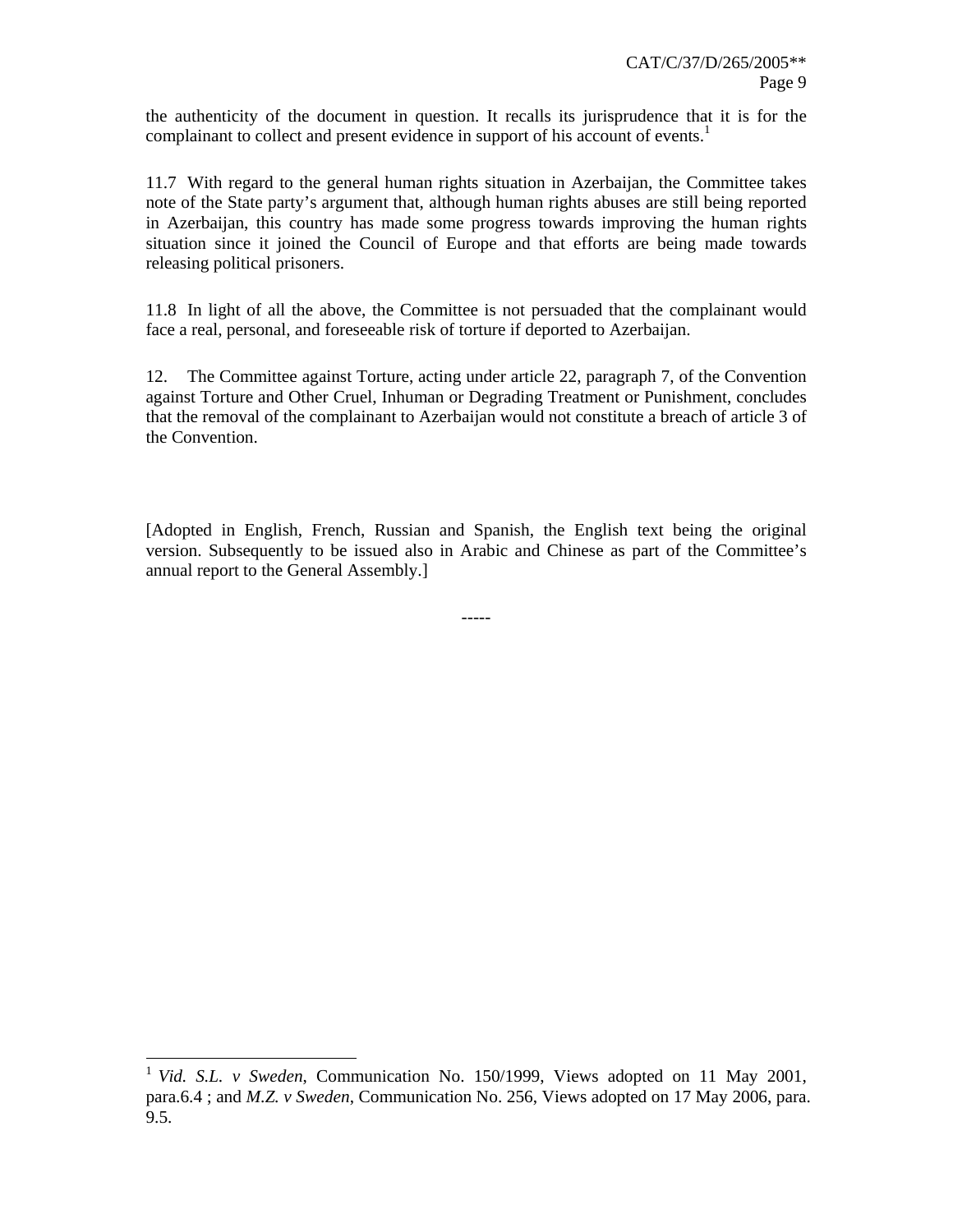the authenticity of the document in question. It recalls its jurisprudence that it is for the complainant to collect and present evidence in support of his account of events.[1]

11.7 With regard to the general human rights situation in Azerbaijan, the Committee takes note of the State party's argument that, although human rights abuses are still being reported in Azerbaijan, this country has made some progress towards improving the human rights situation since it joined the Council of Europe and that efforts are being made towards releasing political prisoners.

11.8 In light of all the above, the Committee is not persuaded that the complainant would face a real, personal, and foreseeable risk of torture if deported to Azerbaijan.

12. The Committee against Torture, acting under article 22, paragraph 7, of the Convention against Torture and Other Cruel, Inhuman or Degrading Treatment or Punishment, concludes that the removal of the complainant to Azerbaijan would not constitute a breach of article 3 of the Convention.

[Adopted in English, French, Russian and Spanish, the English text being the original version. Subsequently to be issued also in Arabic and Chinese as part of the Committee's annual report to the General Assembly.]

-----

---

[1] *Vid. S.L. v Sweden*, Communication No. 150/1999, Views adopted on 11 May 2001, para.6.4 ; and *M.Z. v Sweden*, Communication No. 256, Views adopted on 17 May 2006, para. 9.5.